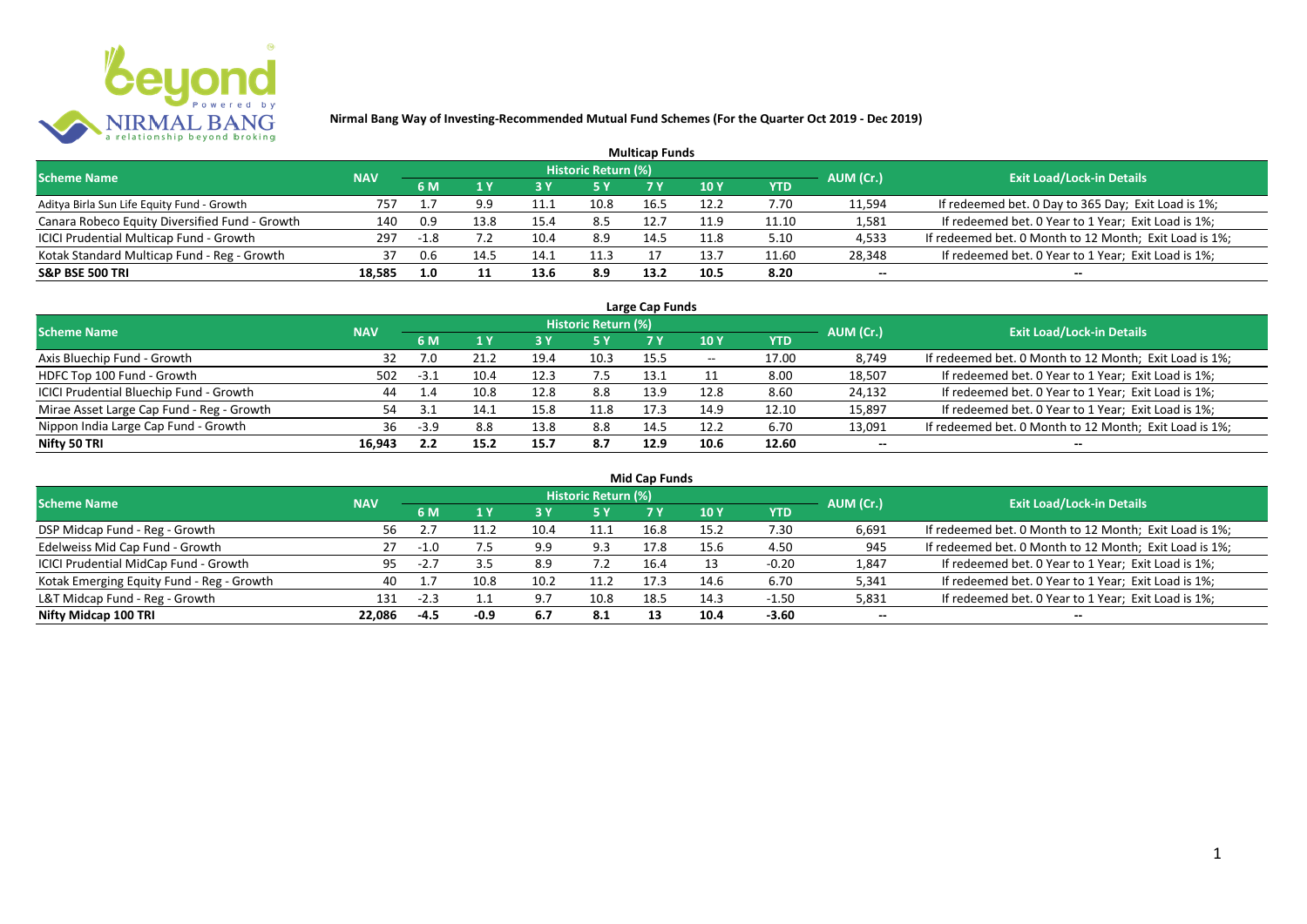**Nirmal Bang Way of Investing-Recommended Mutual Fund Schemes (For the Quarter Oct 2019 - Dec 2019)**

## Multicap Funds

| Scheme Name | NAV | Historic Return (%) | | | | | | | AUM (Cr.) | Exit Load/Lock-in Details |
|---|---|---|---|---|---|---|---|---|---|---|
| | | 6 M | 1 Y | 3 Y | 5 Y | 7 Y | 10 Y | YTD | | |
| Aditya Birla Sun Life Equity Fund - Growth | 757 | 1.7 | 9.9 | 11.1 | 10.8 | 16.5 | 12.2 | 7.70 | 11,594 | If redeemed bet. 0 Day to 365 Day; Exit Load is 1%; |
| Canara Robeco Equity Diversified Fund - Growth | 140 | 0.9 | 13.8 | 15.4 | 8.5 | 12.7 | 11.9 | 11.10 | 1,581 | If redeemed bet. 0 Year to 1 Year; Exit Load is 1%; |
| ICICI Prudential Multicap Fund - Growth | 297 | -1.8 | 7.2 | 10.4 | 8.9 | 14.5 | 11.8 | 5.10 | 4,533 | If redeemed bet. 0 Month to 12 Month; Exit Load is 1%; |
| Kotak Standard Multicap Fund - Reg - Growth | 37 | 0.6 | 14.5 | 14.1 | 11.3 | 17 | 13.7 | 11.60 | 28,348 | If redeemed bet. 0 Year to 1 Year; Exit Load is 1%; |
| **S&P BSE 500 TRI** | **18,585** | **1.0** | **11** | **13.6** | **8.9** | **13.2** | **10.5** | **8.20** | **--** | **--** |

## Large Cap Funds

| Scheme Name | NAV | Historic Return (%) | | | | | | | AUM (Cr.) | Exit Load/Lock-in Details |
|---|---|---|---|---|---|---|---|---|---|---|
| | | 6 M | 1 Y | 3 Y | 5 Y | 7 Y | 10 Y | YTD | | |
| Axis Bluechip Fund - Growth | 32 | 7.0 | 21.2 | 19.4 | 10.3 | 15.5 | -- | 17.00 | 8,749 | If redeemed bet. 0 Month to 12 Month; Exit Load is 1%; |
| HDFC Top 100 Fund - Growth | 502 | -3.1 | 10.4 | 12.3 | 7.5 | 13.1 | 11 | 8.00 | 18,507 | If redeemed bet. 0 Year to 1 Year; Exit Load is 1%; |
| ICICI Prudential Bluechip Fund - Growth | 44 | 1.4 | 10.8 | 12.8 | 8.8 | 13.9 | 12.8 | 8.60 | 24,132 | If redeemed bet. 0 Year to 1 Year; Exit Load is 1%; |
| Mirae Asset Large Cap Fund - Reg - Growth | 54 | 3.1 | 14.1 | 15.8 | 11.8 | 17.3 | 14.9 | 12.10 | 15,897 | If redeemed bet. 0 Year to 1 Year; Exit Load is 1%; |
| Nippon India Large Cap Fund - Growth | 36 | -3.9 | 8.8 | 13.8 | 8.8 | 14.5 | 12.2 | 6.70 | 13,091 | If redeemed bet. 0 Month to 12 Month; Exit Load is 1%; |
| **Nifty 50 TRI** | **16,943** | **2.2** | **15.2** | **15.7** | **8.7** | **12.9** | **10.6** | **12.60** | **--** | **--** |

## Mid Cap Funds

| Scheme Name | NAV | Historic Return (%) | | | | | | | AUM (Cr.) | Exit Load/Lock-in Details |
|---|---|---|---|---|---|---|---|---|---|---|
| | | 6 M | 1 Y | 3 Y | 5 Y | 7 Y | 10 Y | YTD | | |
| DSP Midcap Fund - Reg - Growth | 56 | 2.7 | 11.2 | 10.4 | 11.1 | 16.8 | 15.2 | 7.30 | 6,691 | If redeemed bet. 0 Month to 12 Month; Exit Load is 1%; |
| Edelweiss Mid Cap Fund - Growth | 27 | -1.0 | 7.5 | 9.9 | 9.3 | 17.8 | 15.6 | 4.50 | 945 | If redeemed bet. 0 Month to 12 Month; Exit Load is 1%; |
| ICICI Prudential MidCap Fund - Growth | 95 | -2.7 | 3.5 | 8.9 | 7.2 | 16.4 | 13 | -0.20 | 1,847 | If redeemed bet. 0 Year to 1 Year; Exit Load is 1%; |
| Kotak Emerging Equity Fund - Reg - Growth | 40 | 1.7 | 10.8 | 10.2 | 11.2 | 17.3 | 14.6 | 6.70 | 5,341 | If redeemed bet. 0 Year to 1 Year; Exit Load is 1%; |
| L&T Midcap Fund - Reg - Growth | 131 | -2.3 | 1.1 | 9.7 | 10.8 | 18.5 | 14.3 | -1.50 | 5,831 | If redeemed bet. 0 Year to 1 Year; Exit Load is 1%; |
| **Nifty Midcap 100 TRI** | **22,086** | **-4.5** | **-0.9** | **6.7** | **8.1** | **13** | **10.4** | **-3.60** | **--** | **--** |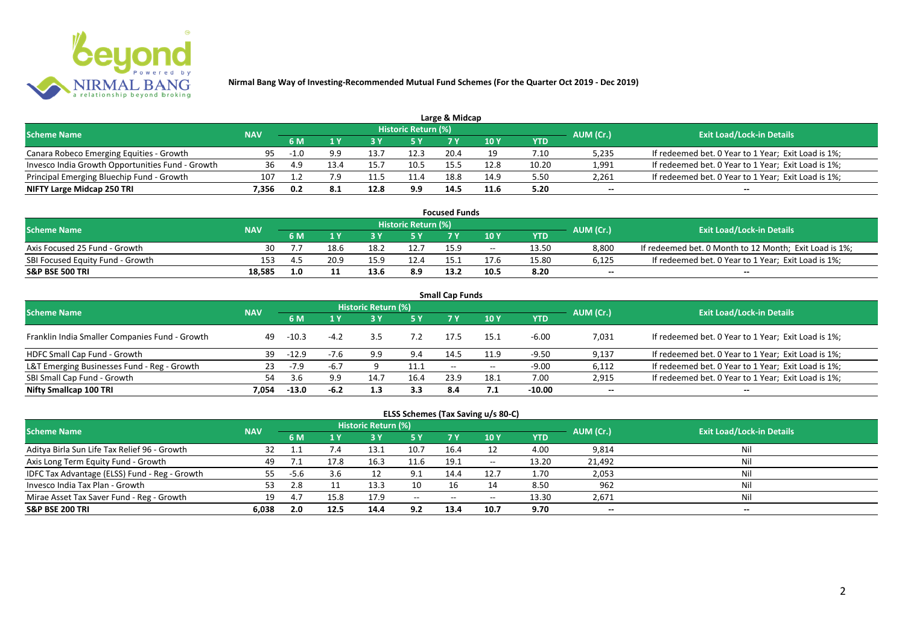# Nirmal Bang Way of Investing-Recommended Mutual Fund Schemes (For the Quarter Oct 2019 - Dec 2019)

## Large & Midcap

| Scheme Name | NAV | Historic Return (%) | | | | | | | AUM (Cr.) | Exit Load/Lock-in Details |
|---|---|---|---|---|---|---|---|---|---|---|
| | | 6 M | 1 Y | 3 Y | 5 Y | 7 Y | 10 Y | YTD | | |
| Canara Robeco Emerging Equities - Growth | 95 | -1.0 | 9.9 | 13.7 | 12.3 | 20.4 | 19 | 7.10 | 5,235 | If redeemed bet. 0 Year to 1 Year; Exit Load is 1%; |
| Invesco India Growth Opportunities Fund - Growth | 36 | 4.9 | 13.4 | 15.7 | 10.5 | 15.5 | 12.8 | 10.20 | 1,991 | If redeemed bet. 0 Year to 1 Year; Exit Load is 1%; |
| Principal Emerging Bluechip Fund - Growth | 107 | 1.2 | 7.9 | 11.5 | 11.4 | 18.8 | 14.9 | 5.50 | 2,261 | If redeemed bet. 0 Year to 1 Year; Exit Load is 1%; |
| **NIFTY Large Midcap 250 TRI** | **7,356** | **0.2** | **8.1** | **12.8** | **9.9** | **14.5** | **11.6** | **5.20** | **--** | **--** |

## Focused Funds

| Scheme Name | NAV | Historic Return (%) | | | | | | | AUM (Cr.) | Exit Load/Lock-in Details |
|---|---|---|---|---|---|---|---|---|---|---|
| | | 6 M | 1 Y | 3 Y | 5 Y | 7 Y | 10 Y | YTD | | |
| Axis Focused 25 Fund - Growth | 30 | 7.7 | 18.6 | 18.2 | 12.7 | 15.9 | -- | 13.50 | 8,800 | If redeemed bet. 0 Month to 12 Month; Exit Load is 1%; |
| SBI Focused Equity Fund - Growth | 153 | 4.5 | 20.9 | 15.9 | 12.4 | 15.1 | 17.6 | 15.80 | 6,125 | If redeemed bet. 0 Year to 1 Year; Exit Load is 1%; |
| **S&P BSE 500 TRI** | **18,585** | **1.0** | **11** | **13.6** | **8.9** | **13.2** | **10.5** | **8.20** | **--** | **--** |

## Small Cap Funds

| Scheme Name | NAV | Historic Return (%) | | | | | | | AUM (Cr.) | Exit Load/Lock-in Details |
|---|---|---|---|---|---|---|---|---|---|---|
| | | 6 M | 1 Y | 3 Y | 5 Y | 7 Y | 10 Y | YTD | | |
| Franklin India Smaller Companies Fund - Growth | 49 | -10.3 | -4.2 | 3.5 | 7.2 | 17.5 | 15.1 | -6.00 | 7,031 | If redeemed bet. 0 Year to 1 Year; Exit Load is 1%; |
| HDFC Small Cap Fund - Growth | 39 | -12.9 | -7.6 | 9.9 | 9.4 | 14.5 | 11.9 | -9.50 | 9,137 | If redeemed bet. 0 Year to 1 Year; Exit Load is 1%; |
| L&T Emerging Businesses Fund - Reg - Growth | 23 | -7.9 | -6.7 | 9 | 11.1 | -- | -- | -9.00 | 6,112 | If redeemed bet. 0 Year to 1 Year; Exit Load is 1%; |
| SBI Small Cap Fund - Growth | 54 | 3.6 | 9.9 | 14.7 | 16.4 | 23.9 | 18.1 | 7.00 | 2,915 | If redeemed bet. 0 Year to 1 Year; Exit Load is 1%; |
| **Nifty Smallcap 100 TRI** | **7,054** | **-13.0** | **-6.2** | **1.3** | **3.3** | **8.4** | **7.1** | **-10.00** | **--** | **--** |

## ELSS Schemes (Tax Saving u/s 80-C)

| Scheme Name | NAV | Historic Return (%) | | | | | | | AUM (Cr.) | Exit Load/Lock-in Details |
|---|---|---|---|---|---|---|---|---|---|---|
| | | 6 M | 1 Y | 3 Y | 5 Y | 7 Y | 10 Y | YTD | | |
| Aditya Birla Sun Life Tax Relief 96 - Growth | 32 | 1.1 | 7.4 | 13.1 | 10.7 | 16.4 | 12 | 4.00 | 9,814 | Nil |
| Axis Long Term Equity Fund - Growth | 49 | 7.1 | 17.8 | 16.3 | 11.6 | 19.1 | -- | 13.20 | 21,492 | Nil |
| IDFC Tax Advantage (ELSS) Fund - Reg - Growth | 55 | -5.6 | 3.6 | 12 | 9.1 | 14.4 | 12.7 | 1.70 | 2,053 | Nil |
| Invesco India Tax Plan - Growth | 53 | 2.8 | 11 | 13.3 | 10 | 16 | 14 | 8.50 | 962 | Nil |
| Mirae Asset Tax Saver Fund - Reg - Growth | 19 | 4.7 | 15.8 | 17.9 | -- | -- | -- | 13.30 | 2,671 | Nil |
| **S&P BSE 200 TRI** | **6,038** | **2.0** | **12.5** | **14.4** | **9.2** | **13.4** | **10.7** | **9.70** | **--** | **--** |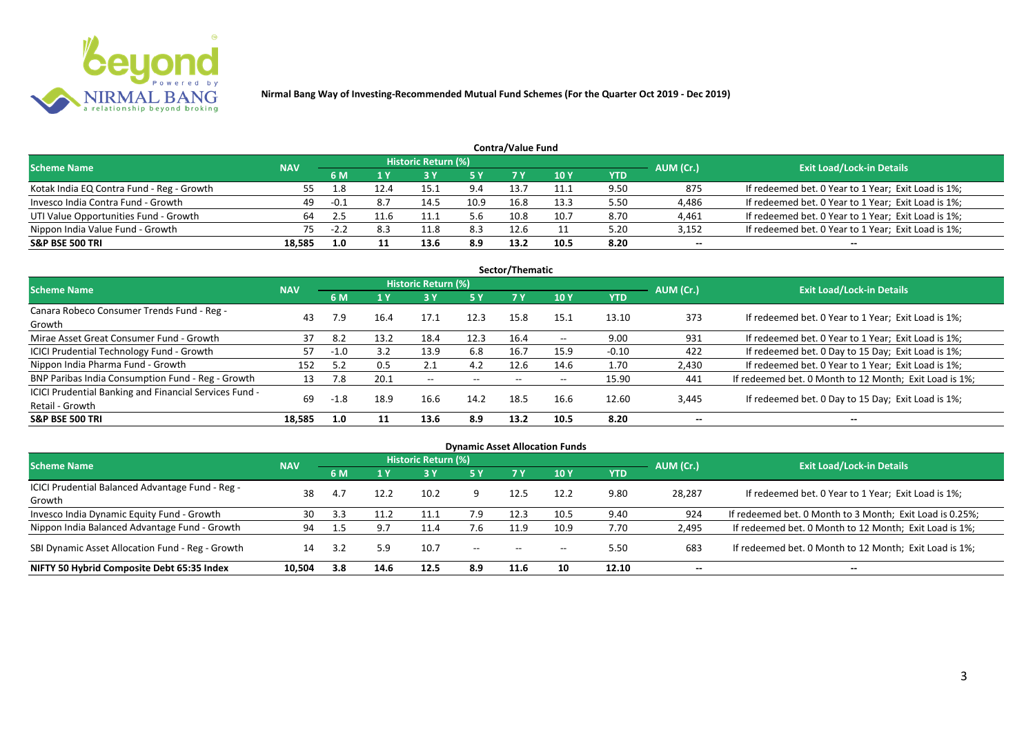**Nirmal Bang Way of Investing-Recommended Mutual Fund Schemes (For the Quarter Oct 2019 - Dec 2019)**

## Contra/Value Fund

| Scheme Name | NAV | Historic Return (%) | | | | | | | AUM (Cr.) | Exit Load/Lock-in Details |
|---|---|---|---|---|---|---|---|---|---|---|
| | | 6 M | 1 Y | 3 Y | 5 Y | 7 Y | 10 Y | YTD | | |
| Kotak India EQ Contra Fund - Reg - Growth | 55 | 1.8 | 12.4 | 15.1 | 9.4 | 13.7 | 11.1 | 9.50 | 875 | If redeemed bet. 0 Year to 1 Year; Exit Load is 1%; |
| Invesco India Contra Fund - Growth | 49 | -0.1 | 8.7 | 14.5 | 10.9 | 16.8 | 13.3 | 5.50 | 4,486 | If redeemed bet. 0 Year to 1 Year; Exit Load is 1%; |
| UTI Value Opportunities Fund - Growth | 64 | 2.5 | 11.6 | 11.1 | 5.6 | 10.8 | 10.7 | 8.70 | 4,461 | If redeemed bet. 0 Year to 1 Year; Exit Load is 1%; |
| Nippon India Value Fund - Growth | 75 | -2.2 | 8.3 | 11.8 | 8.3 | 12.6 | 11 | 5.20 | 3,152 | If redeemed bet. 0 Year to 1 Year; Exit Load is 1%; |
| **S&P BSE 500 TRI** | **18,585** | **1.0** | **11** | **13.6** | **8.9** | **13.2** | **10.5** | **8.20** | **--** | **--** |

## Sector/Thematic

| Scheme Name | NAV | Historic Return (%) | | | | | | | AUM (Cr.) | Exit Load/Lock-in Details |
|---|---|---|---|---|---|---|---|---|---|---|
| | | 6 M | 1 Y | 3 Y | 5 Y | 7 Y | 10 Y | YTD | | |
| Canara Robeco Consumer Trends Fund - Reg - Growth | 43 | 7.9 | 16.4 | 17.1 | 12.3 | 15.8 | 15.1 | 13.10 | 373 | If redeemed bet. 0 Year to 1 Year; Exit Load is 1%; |
| Mirae Asset Great Consumer Fund - Growth | 37 | 8.2 | 13.2 | 18.4 | 12.3 | 16.4 | -- | 9.00 | 931 | If redeemed bet. 0 Year to 1 Year; Exit Load is 1%; |
| ICICI Prudential Technology Fund - Growth | 57 | -1.0 | 3.2 | 13.9 | 6.8 | 16.7 | 15.9 | -0.10 | 422 | If redeemed bet. 0 Day to 15 Day; Exit Load is 1%; |
| Nippon India Pharma Fund - Growth | 152 | 5.2 | 0.5 | 2.1 | 4.2 | 12.6 | 14.6 | 1.70 | 2,430 | If redeemed bet. 0 Year to 1 Year; Exit Load is 1%; |
| BNP Paribas India Consumption Fund - Reg - Growth | 13 | 7.8 | 20.1 | -- | -- | -- | -- | 15.90 | 441 | If redeemed bet. 0 Month to 12 Month; Exit Load is 1%; |
| ICICI Prudential Banking and Financial Services Fund - Retail - Growth | 69 | -1.8 | 18.9 | 16.6 | 14.2 | 18.5 | 16.6 | 12.60 | 3,445 | If redeemed bet. 0 Day to 15 Day; Exit Load is 1%; |
| **S&P BSE 500 TRI** | **18,585** | **1.0** | **11** | **13.6** | **8.9** | **13.2** | **10.5** | **8.20** | **--** | **--** |

## Dynamic Asset Allocation Funds

| Scheme Name | NAV | Historic Return (%) | | | | | | | AUM (Cr.) | Exit Load/Lock-in Details |
|---|---|---|---|---|---|---|---|---|---|---|
| | | 6 M | 1 Y | 3 Y | 5 Y | 7 Y | 10 Y | YTD | | |
| ICICI Prudential Balanced Advantage Fund - Reg - Growth | 38 | 4.7 | 12.2 | 10.2 | 9 | 12.5 | 12.2 | 9.80 | 28,287 | If redeemed bet. 0 Year to 1 Year; Exit Load is 1%; |
| Invesco India Dynamic Equity Fund - Growth | 30 | 3.3 | 11.2 | 11.1 | 7.9 | 12.3 | 10.5 | 9.40 | 924 | If redeemed bet. 0 Month to 3 Month; Exit Load is 0.25%; |
| Nippon India Balanced Advantage Fund - Growth | 94 | 1.5 | 9.7 | 11.4 | 7.6 | 11.9 | 10.9 | 7.70 | 2,495 | If redeemed bet. 0 Month to 12 Month; Exit Load is 1%; |
| SBI Dynamic Asset Allocation Fund - Reg - Growth | 14 | 3.2 | 5.9 | 10.7 | -- | -- | -- | 5.50 | 683 | If redeemed bet. 0 Month to 12 Month; Exit Load is 1%; |
| **NIFTY 50 Hybrid Composite Debt 65:35 Index** | **10,504** | **3.8** | **14.6** | **12.5** | **8.9** | **11.6** | **10** | **12.10** | **--** | **--** |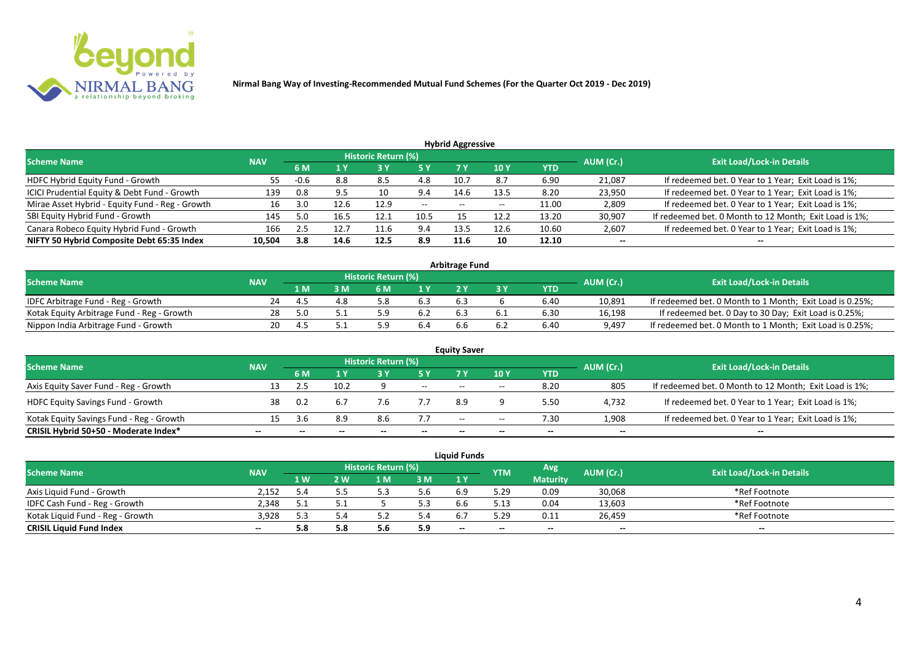**Nirmal Bang Way of Investing-Recommended Mutual Fund Schemes (For the Quarter Oct 2019 - Dec 2019)**

## Hybrid Aggressive

| Scheme Name | NAV | Historic Return (%) | | | | | | | AUM (Cr.) | Exit Load/Lock-in Details |
|---|---|---|---|---|---|---|---|---|---|---|
| | | 6 M | 1 Y | 3 Y | 5 Y | 7 Y | 10 Y | YTD | | |
| HDFC Hybrid Equity Fund - Growth | 55 | -0.6 | 8.8 | 8.5 | 4.8 | 10.7 | 8.7 | 6.90 | 21,087 | If redeemed bet. 0 Year to 1 Year; Exit Load is 1%; |
| ICICI Prudential Equity & Debt Fund - Growth | 139 | 0.8 | 9.5 | 10 | 9.4 | 14.6 | 13.5 | 8.20 | 23,950 | If redeemed bet. 0 Year to 1 Year; Exit Load is 1%; |
| Mirae Asset Hybrid - Equity Fund - Reg - Growth | 16 | 3.0 | 12.6 | 12.9 | -- | -- | -- | 11.00 | 2,809 | If redeemed bet. 0 Year to 1 Year; Exit Load is 1%; |
| SBI Equity Hybrid Fund - Growth | 145 | 5.0 | 16.5 | 12.1 | 10.5 | 15 | 12.2 | 13.20 | 30,907 | If redeemed bet. 0 Month to 12 Month; Exit Load is 1%; |
| Canara Robeco Equity Hybrid Fund - Growth | 166 | 2.5 | 12.7 | 11.6 | 9.4 | 13.5 | 12.6 | 10.60 | 2,607 | If redeemed bet. 0 Year to 1 Year; Exit Load is 1%; |
| **NIFTY 50 Hybrid Composite Debt 65:35 Index** | **10,504** | **3.8** | **14.6** | **12.5** | **8.9** | **11.6** | **10** | **12.10** | **--** | **--** |

## Arbitrage Fund

| Scheme Name | NAV | Historic Return (%) | | | | | | | AUM (Cr.) | Exit Load/Lock-in Details |
|---|---|---|---|---|---|---|---|---|---|---|
| | | 1 M | 3 M | 6 M | 1 Y | 2 Y | 3 Y | YTD | | |
| IDFC Arbitrage Fund - Reg - Growth | 24 | 4.5 | 4.8 | 5.8 | 6.3 | 6.3 | 6 | 6.40 | 10,891 | If redeemed bet. 0 Month to 1 Month; Exit Load is 0.25%; |
| Kotak Equity Arbitrage Fund - Reg - Growth | 28 | 5.0 | 5.1 | 5.9 | 6.2 | 6.3 | 6.1 | 6.30 | 16,198 | If redeemed bet. 0 Day to 30 Day; Exit Load is 0.25%; |
| Nippon India Arbitrage Fund - Growth | 20 | 4.5 | 5.1 | 5.9 | 6.4 | 6.6 | 6.2 | 6.40 | 9,497 | If redeemed bet. 0 Month to 1 Month; Exit Load is 0.25%; |

## Equity Saver

| Scheme Name | NAV | Historic Return (%) | | | | | | | AUM (Cr.) | Exit Load/Lock-in Details |
|---|---|---|---|---|---|---|---|---|---|---|
| | | 6 M | 1 Y | 3 Y | 5 Y | 7 Y | 10 Y | YTD | | |
| Axis Equity Saver Fund - Reg - Growth | 13 | 2.5 | 10.2 | 9 | -- | -- | -- | 8.20 | 805 | If redeemed bet. 0 Month to 12 Month; Exit Load is 1%; |
| HDFC Equity Savings Fund - Growth | 38 | 0.2 | 6.7 | 7.6 | 7.7 | 8.9 | 9 | 5.50 | 4,732 | If redeemed bet. 0 Year to 1 Year; Exit Load is 1%; |
| Kotak Equity Savings Fund - Reg - Growth | 15 | 3.6 | 8.9 | 8.6 | 7.7 | -- | -- | 7.30 | 1,908 | If redeemed bet. 0 Year to 1 Year; Exit Load is 1%; |
| **CRISIL Hybrid 50+50 - Moderate Index*** | **--** | **--** | **--** | **--** | **--** | **--** | **--** | **--** | **--** | **--** |

## Liquid Funds

| Scheme Name | NAV | Historic Return (%) | | | | | YTM | Avg Maturity | AUM (Cr.) | Exit Load/Lock-in Details |
|---|---|---|---|---|---|---|---|---|---|---|
| | | 1 W | 2 W | 1 M | 3 M | 1 Y | | | | |
| Axis Liquid Fund - Growth | 2,152 | 5.4 | 5.5 | 5.3 | 5.6 | 6.9 | 5.29 | 0.09 | 30,068 | *Ref Footnote |
| IDFC Cash Fund - Reg - Growth | 2,348 | 5.1 | 5.1 | 5 | 5.3 | 6.6 | 5.13 | 0.04 | 13,603 | *Ref Footnote |
| Kotak Liquid Fund - Reg - Growth | 3,928 | 5.3 | 5.4 | 5.2 | 5.4 | 6.7 | 5.29 | 0.11 | 26,459 | *Ref Footnote |
| **CRISIL Liquid Fund Index** | **--** | **5.8** | **5.8** | **5.6** | **5.9** | **--** | **--** | **--** | **--** | **--** |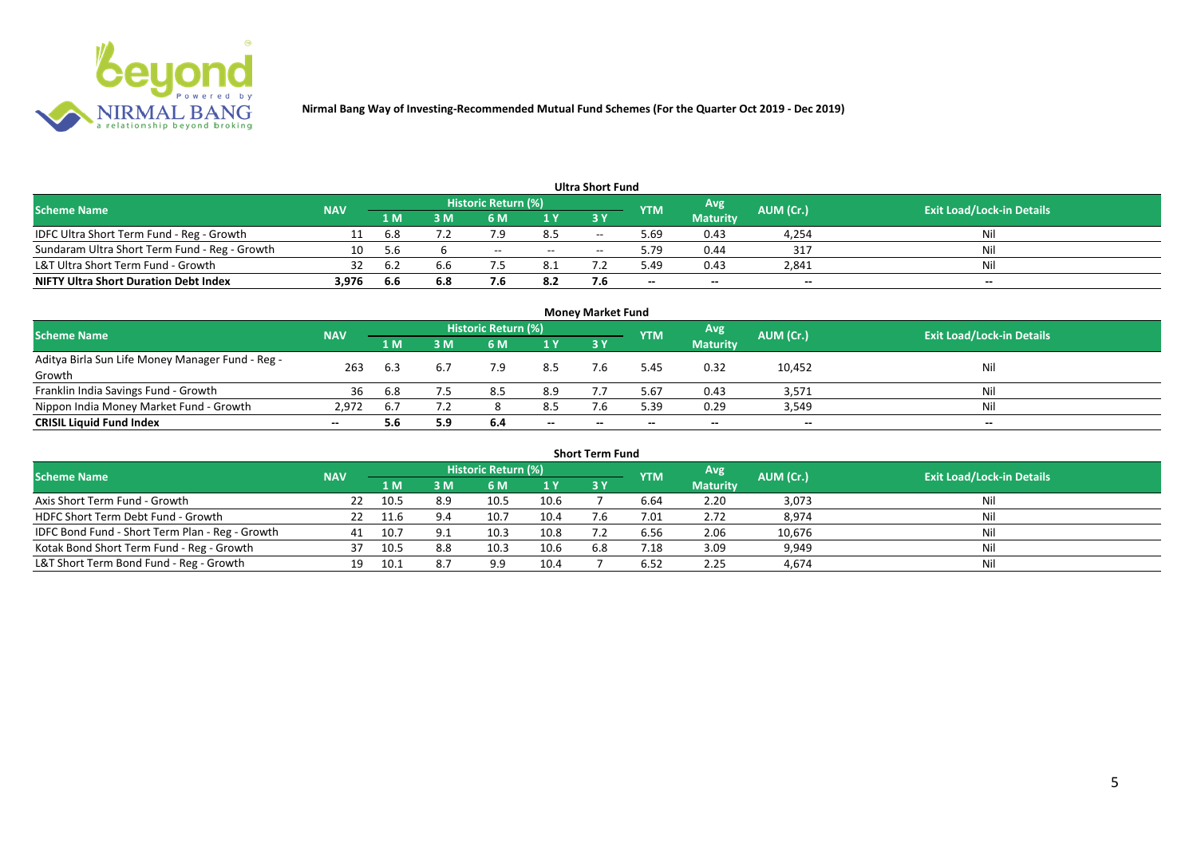Nirmal Bang Way of Investing-Recommended Mutual Fund Schemes (For the Quarter Oct 2019 - Dec 2019)

## Ultra Short Fund

| Scheme Name | NAV | Historic Return (%) | | | | | YTM | Avg Maturity | AUM (Cr.) | Exit Load/Lock-in Details |
|---|---|---|---|---|---|---|---|---|---|---|
| | | 1 M | 3 M | 6 M | 1 Y | 3 Y | | | | |
| IDFC Ultra Short Term Fund - Reg - Growth | 11 | 6.8 | 7.2 | 7.9 | 8.5 | -- | 5.69 | 0.43 | 4,254 | Nil |
| Sundaram Ultra Short Term Fund - Reg - Growth | 10 | 5.6 | 6 | -- | -- | -- | 5.79 | 0.44 | 317 | Nil |
| L&T Ultra Short Term Fund - Growth | 32 | 6.2 | 6.6 | 7.5 | 8.1 | 7.2 | 5.49 | 0.43 | 2,841 | Nil |
| **NIFTY Ultra Short Duration Debt Index** | **3,976** | **6.6** | **6.8** | **7.6** | **8.2** | **7.6** | **--** | **--** | **--** | **--** |

## Money Market Fund

| Scheme Name | NAV | Historic Return (%) | | | | | YTM | Avg Maturity | AUM (Cr.) | Exit Load/Lock-in Details |
|---|---|---|---|---|---|---|---|---|---|---|
| | | 1 M | 3 M | 6 M | 1 Y | 3 Y | | | | |
| Aditya Birla Sun Life Money Manager Fund - Reg - Growth | 263 | 6.3 | 6.7 | 7.9 | 8.5 | 7.6 | 5.45 | 0.32 | 10,452 | Nil |
| Franklin India Savings Fund - Growth | 36 | 6.8 | 7.5 | 8.5 | 8.9 | 7.7 | 5.67 | 0.43 | 3,571 | Nil |
| Nippon India Money Market Fund - Growth | 2,972 | 6.7 | 7.2 | 8 | 8.5 | 7.6 | 5.39 | 0.29 | 3,549 | Nil |
| **CRISIL Liquid Fund Index** | **--** | **5.6** | **5.9** | **6.4** | **--** | **--** | **--** | **--** | **--** | **--** |

## Short Term Fund

| Scheme Name | NAV | Historic Return (%) | | | | | YTM | Avg Maturity | AUM (Cr.) | Exit Load/Lock-in Details |
|---|---|---|---|---|---|---|---|---|---|---|
| | | 1 M | 3 M | 6 M | 1 Y | 3 Y | | | | |
| Axis Short Term Fund - Growth | 22 | 10.5 | 8.9 | 10.5 | 10.6 | 7 | 6.64 | 2.20 | 3,073 | Nil |
| HDFC Short Term Debt Fund - Growth | 22 | 11.6 | 9.4 | 10.7 | 10.4 | 7.6 | 7.01 | 2.72 | 8,974 | Nil |
| IDFC Bond Fund - Short Term Plan - Reg - Growth | 41 | 10.7 | 9.1 | 10.3 | 10.8 | 7.2 | 6.56 | 2.06 | 10,676 | Nil |
| Kotak Bond Short Term Fund - Reg - Growth | 37 | 10.5 | 8.8 | 10.3 | 10.6 | 6.8 | 7.18 | 3.09 | 9,949 | Nil |
| L&T Short Term Bond Fund - Reg - Growth | 19 | 10.1 | 8.7 | 9.9 | 10.4 | 7 | 6.52 | 2.25 | 4,674 | Nil |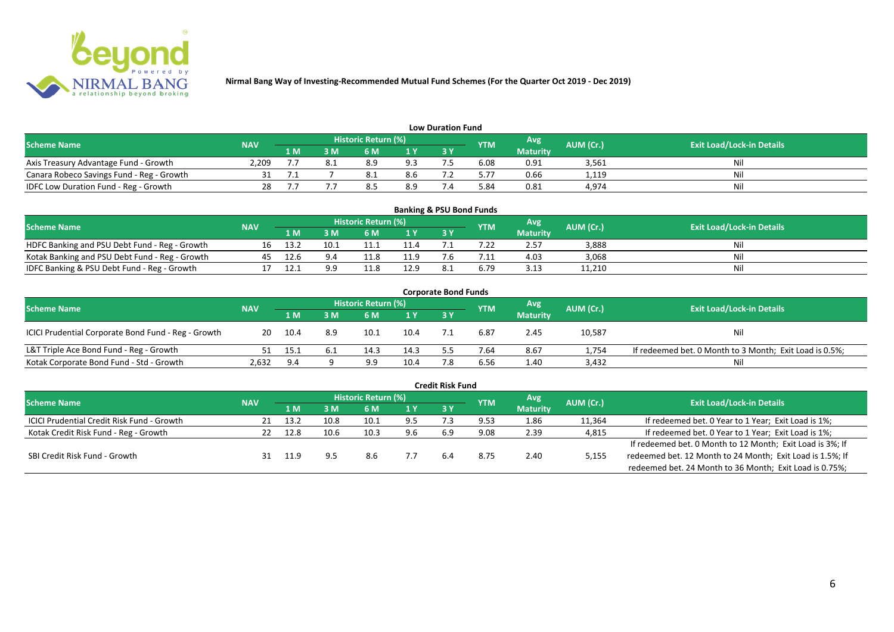**Nirmal Bang Way of Investing-Recommended Mutual Fund Schemes (For the Quarter Oct 2019 - Dec 2019)**

## Low Duration Fund

| Scheme Name | NAV | Historic Return (%) | | | | | YTM | Avg Maturity | AUM (Cr.) | Exit Load/Lock-in Details |
|---|---|---|---|---|---|---|---|---|---|---|
| | | 1 M | 3 M | 6 M | 1 Y | 3 Y | | | | |
| Axis Treasury Advantage Fund - Growth | 2,209 | 7.7 | 8.1 | 8.9 | 9.3 | 7.5 | 6.08 | 0.91 | 3,561 | Nil |
| Canara Robeco Savings Fund - Reg - Growth | 31 | 7.1 | 7 | 8.1 | 8.6 | 7.2 | 5.77 | 0.66 | 1,119 | Nil |
| IDFC Low Duration Fund - Reg - Growth | 28 | 7.7 | 7.7 | 8.5 | 8.9 | 7.4 | 5.84 | 0.81 | 4,974 | Nil |

## Banking & PSU Bond Funds

| Scheme Name | NAV | Historic Return (%) | | | | | YTM | Avg Maturity | AUM (Cr.) | Exit Load/Lock-in Details |
|---|---|---|---|---|---|---|---|---|---|---|
| | | 1 M | 3 M | 6 M | 1 Y | 3 Y | | | | |
| HDFC Banking and PSU Debt Fund - Reg - Growth | 16 | 13.2 | 10.1 | 11.1 | 11.4 | 7.1 | 7.22 | 2.57 | 3,888 | Nil |
| Kotak Banking and PSU Debt Fund - Reg - Growth | 45 | 12.6 | 9.4 | 11.8 | 11.9 | 7.6 | 7.11 | 4.03 | 3,068 | Nil |
| IDFC Banking & PSU Debt Fund - Reg - Growth | 17 | 12.1 | 9.9 | 11.8 | 12.9 | 8.1 | 6.79 | 3.13 | 11,210 | Nil |

## Corporate Bond Funds

| Scheme Name | NAV | Historic Return (%) | | | | | YTM | Avg Maturity | AUM (Cr.) | Exit Load/Lock-in Details |
|---|---|---|---|---|---|---|---|---|---|---|
| | | 1 M | 3 M | 6 M | 1 Y | 3 Y | | | | |
| ICICI Prudential Corporate Bond Fund - Reg - Growth | 20 | 10.4 | 8.9 | 10.1 | 10.4 | 7.1 | 6.87 | 2.45 | 10,587 | Nil |
| L&T Triple Ace Bond Fund - Reg - Growth | 51 | 15.1 | 6.1 | 14.3 | 14.3 | 5.5 | 7.64 | 8.67 | 1,754 | If redeemed bet. 0 Month to 3 Month; Exit Load is 0.5%; |
| Kotak Corporate Bond Fund - Std - Growth | 2,632 | 9.4 | 9 | 9.9 | 10.4 | 7.8 | 6.56 | 1.40 | 3,432 | Nil |

## Credit Risk Fund

| Scheme Name | NAV | Historic Return (%) | | | | | YTM | Avg Maturity | AUM (Cr.) | Exit Load/Lock-in Details |
|---|---|---|---|---|---|---|---|---|---|---|
| | | 1 M | 3 M | 6 M | 1 Y | 3 Y | | | | |
| ICICI Prudential Credit Risk Fund - Growth | 21 | 13.2 | 10.8 | 10.1 | 9.5 | 7.3 | 9.53 | 1.86 | 11,364 | If redeemed bet. 0 Year to 1 Year; Exit Load is 1%; |
| Kotak Credit Risk Fund - Reg - Growth | 22 | 12.8 | 10.6 | 10.3 | 9.6 | 6.9 | 9.08 | 2.39 | 4,815 | If redeemed bet. 0 Year to 1 Year; Exit Load is 1%; |
| SBI Credit Risk Fund - Growth | 31 | 11.9 | 9.5 | 8.6 | 7.7 | 6.4 | 8.75 | 2.40 | 5,155 | If redeemed bet. 0 Month to 12 Month; Exit Load is 3%; If redeemed bet. 12 Month to 24 Month; Exit Load is 1.5%; If redeemed bet. 24 Month to 36 Month; Exit Load is 0.75%; |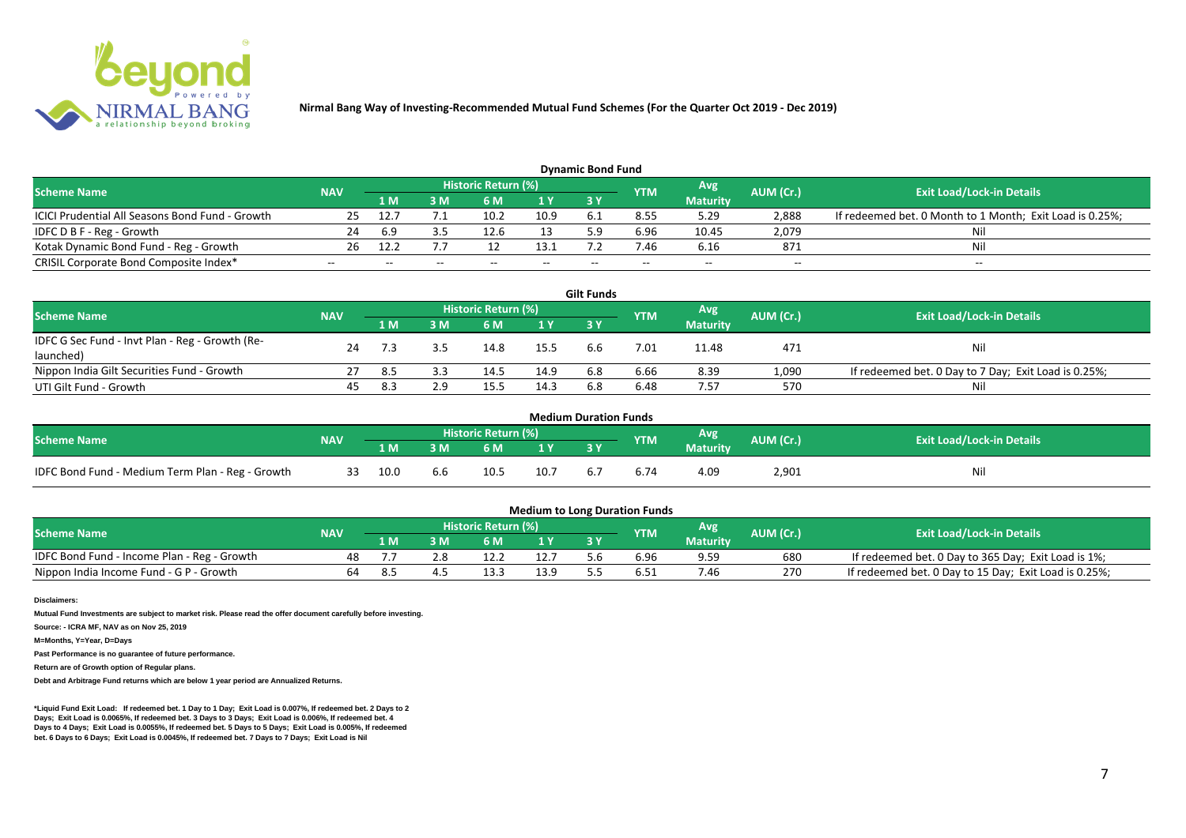**Nirmal Bang Way of Investing-Recommended Mutual Fund Schemes (For the Quarter Oct 2019 - Dec 2019)**

### Dynamic Bond Fund

| Scheme Name | NAV | Historic Return (%) | | | | | YTM | Avg Maturity | AUM (Cr.) | Exit Load/Lock-in Details |
|---|---|---|---|---|---|---|---|---|---|---|
| | | 1 M | 3 M | 6 M | 1 Y | 3 Y | | | | |
| ICICI Prudential All Seasons Bond Fund - Growth | 25 | 12.7 | 7.1 | 10.2 | 10.9 | 6.1 | 8.55 | 5.29 | 2,888 | If redeemed bet. 0 Month to 1 Month; Exit Load is 0.25%; |
| IDFC D B F - Reg - Growth | 24 | 6.9 | 3.5 | 12.6 | 13 | 5.9 | 6.96 | 10.45 | 2,079 | Nil |
| Kotak Dynamic Bond Fund - Reg - Growth | 26 | 12.2 | 7.7 | 12 | 13.1 | 7.2 | 7.46 | 6.16 | 871 | Nil |
| CRISIL Corporate Bond Composite Index* | -- | -- | -- | -- | -- | -- | -- | -- | -- | -- |

### Gilt Funds

| Scheme Name | NAV | Historic Return (%) | | | | | YTM | Avg Maturity | AUM (Cr.) | Exit Load/Lock-in Details |
|---|---|---|---|---|---|---|---|---|---|---|
| | | 1 M | 3 M | 6 M | 1 Y | 3 Y | | | | |
| IDFC G Sec Fund - Invt Plan - Reg - Growth (Re-launched) | 24 | 7.3 | 3.5 | 14.8 | 15.5 | 6.6 | 7.01 | 11.48 | 471 | Nil |
| Nippon India Gilt Securities Fund - Growth | 27 | 8.5 | 3.3 | 14.5 | 14.9 | 6.8 | 6.66 | 8.39 | 1,090 | If redeemed bet. 0 Day to 7 Day; Exit Load is 0.25%; |
| UTI Gilt Fund - Growth | 45 | 8.3 | 2.9 | 15.5 | 14.3 | 6.8 | 6.48 | 7.57 | 570 | Nil |

### Medium Duration Funds

| Scheme Name | NAV | Historic Return (%) | | | | | YTM | Avg Maturity | AUM (Cr.) | Exit Load/Lock-in Details |
|---|---|---|---|---|---|---|---|---|---|---|
| | | 1 M | 3 M | 6 M | 1 Y | 3 Y | | | | |
| IDFC Bond Fund - Medium Term Plan - Reg - Growth | 33 | 10.0 | 6.6 | 10.5 | 10.7 | 6.7 | 6.74 | 4.09 | 2,901 | Nil |

### Medium to Long Duration Funds

| Scheme Name | NAV | Historic Return (%) | | | | | YTM | Avg Maturity | AUM (Cr.) | Exit Load/Lock-in Details |
|---|---|---|---|---|---|---|---|---|---|---|
| | | 1 M | 3 M | 6 M | 1 Y | 3 Y | | | | |
| IDFC Bond Fund - Income Plan - Reg - Growth | 48 | 7.7 | 2.8 | 12.2 | 12.7 | 5.6 | 6.96 | 9.59 | 680 | If redeemed bet. 0 Day to 365 Day; Exit Load is 1%; |
| Nippon India Income Fund - G P - Growth | 64 | 8.5 | 4.5 | 13.3 | 13.9 | 5.5 | 6.51 | 7.46 | 270 | If redeemed bet. 0 Day to 15 Day; Exit Load is 0.25%; |

**Disclaimers:**

**Mutual Fund Investments are subject to market risk. Please read the offer document carefully before investing.**

**Source: - ICRA MF, NAV as on Nov 25, 2019**

**M=Months, Y=Year, D=Days**

**Past Performance is no guarantee of future performance.**

**Return are of Growth option of Regular plans.**

**Debt and Arbitrage Fund returns which are below 1 year period are Annualized Returns.**

***Liquid Fund Exit Load: If redeemed bet. 1 Day to 1 Day; Exit Load is 0.007%, If redeemed bet. 2 Days to 2 Days; Exit Load is 0.0065%, If redeemed bet. 3 Days to 3 Days; Exit Load is 0.006%, If redeemed bet. 4 Days to 4 Days; Exit Load is 0.0055%, If redeemed bet. 5 Days to 5 Days; Exit Load is 0.005%, If redeemed bet. 6 Days to 6 Days; Exit Load is 0.0045%, If redeemed bet. 7 Days to 7 Days; Exit Load is Nil**